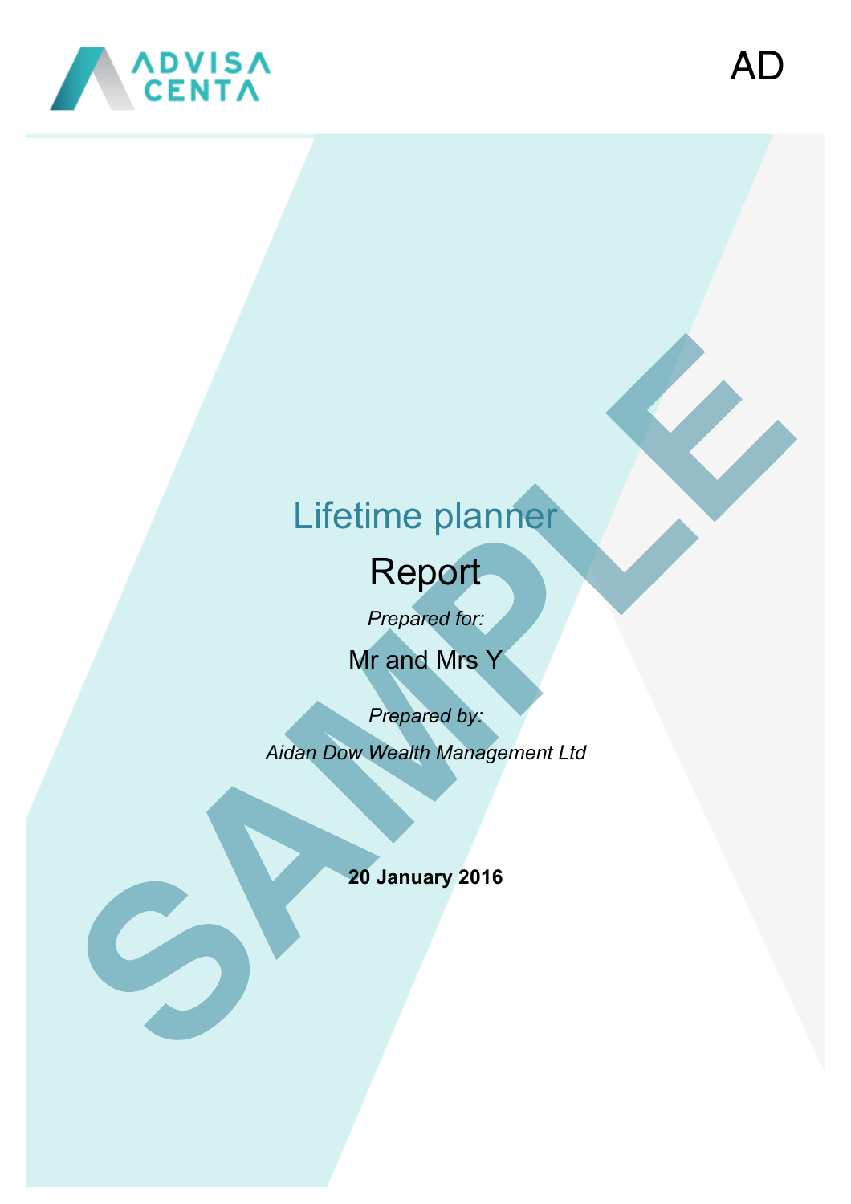ADVISA CENTA

AD

# Lifetime planner

## Report

*Prepared for:*

Mr and Mrs Y

*Prepared by:*

*Aidan Dow Wealth Management Ltd*

**20 January 2016**

SAMPLE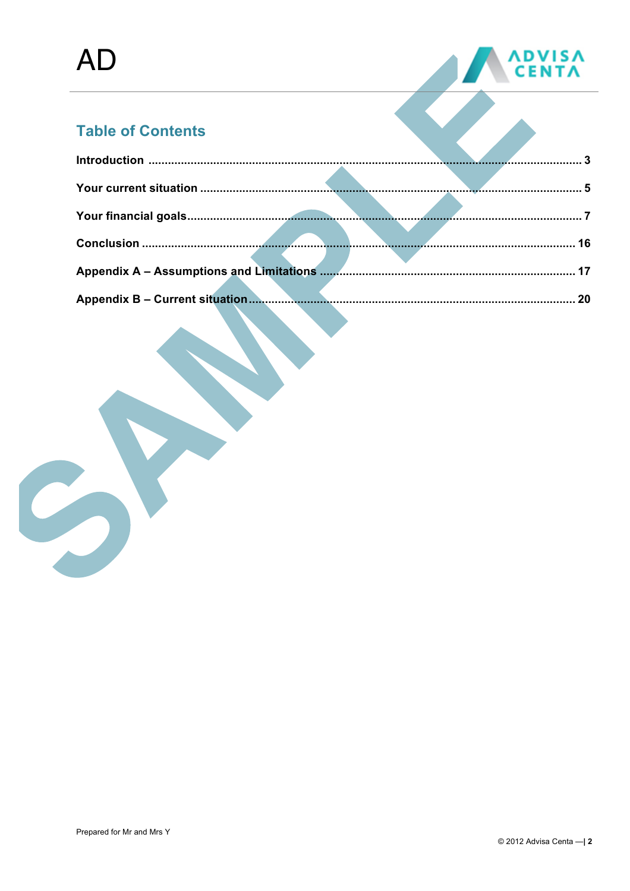## Table of Contents

- Introduction ........ 3
- Your current situation ........ 5
- Your financial goals ........ 7
- Conclusion ........ 16
- Appendix A – Assumptions and Limitations ........ 17
- Appendix B – Current situation ........ 20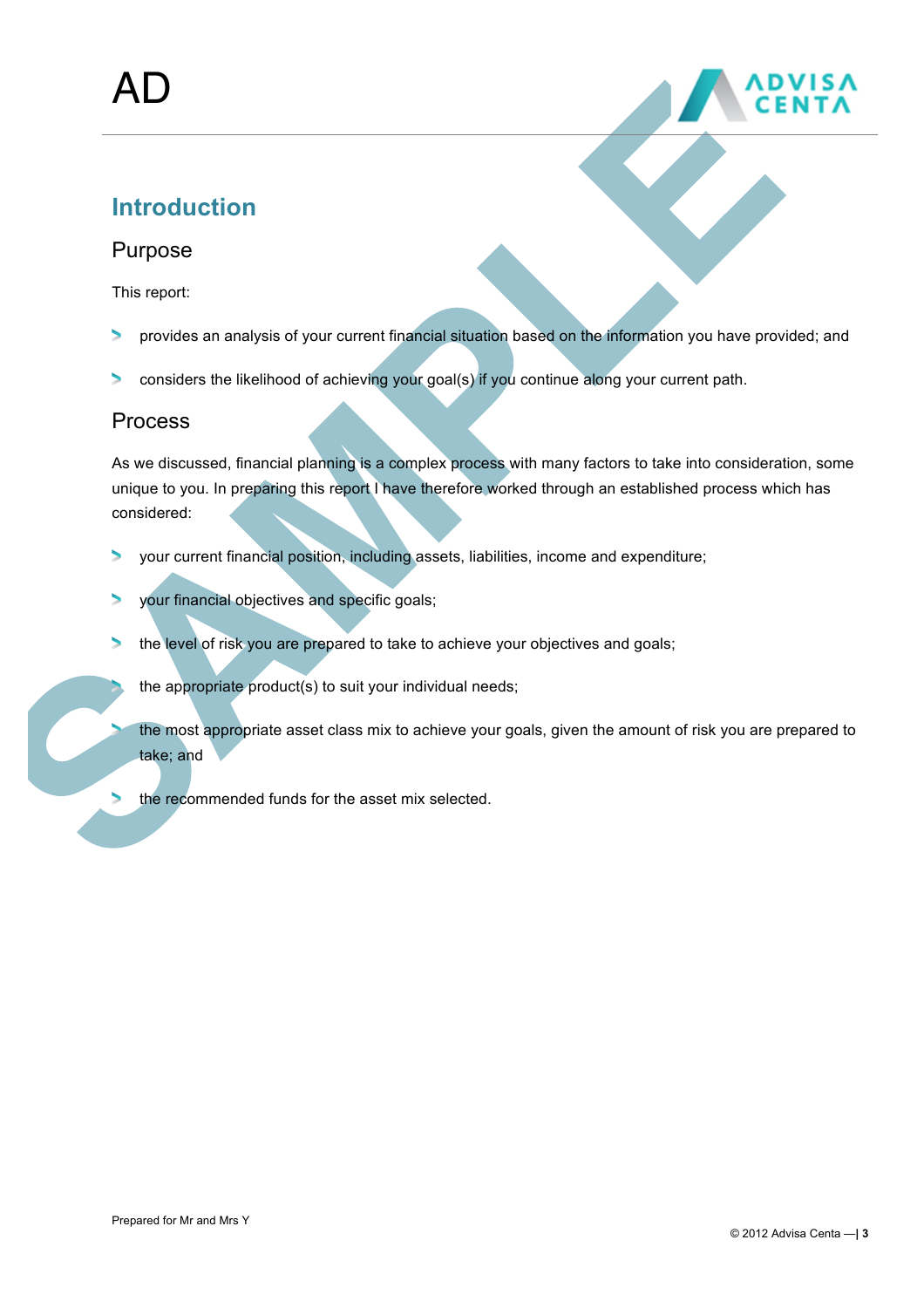AD

## Introduction

### Purpose

This report:

- provides an analysis of your current financial situation based on the information you have provided; and
- considers the likelihood of achieving your goal(s) if you continue along your current path.

### Process

As we discussed, financial planning is a complex process with many factors to take into consideration, some unique to you. In preparing this report I have therefore worked through an established process which has considered:

- your current financial position, including assets, liabilities, income and expenditure;
- your financial objectives and specific goals;
- the level of risk you are prepared to take to achieve your objectives and goals;
- the appropriate product(s) to suit your individual needs;
- the most appropriate asset class mix to achieve your goals, given the amount of risk you are prepared to take; and
- the recommended funds for the asset mix selected.

Prepared for Mr and Mrs Y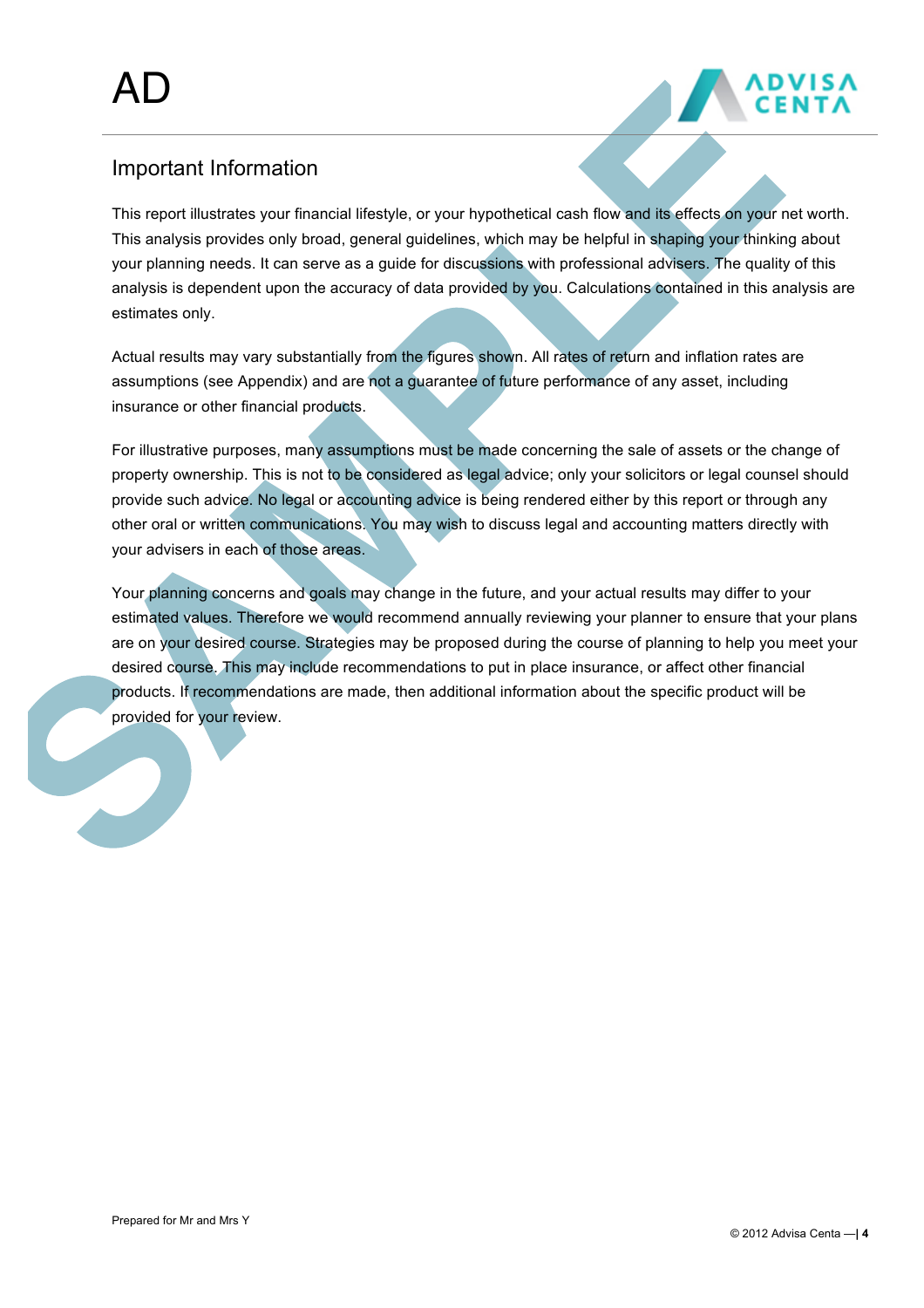## Important Information

This report illustrates your financial lifestyle, or your hypothetical cash flow and its effects on your net worth. This analysis provides only broad, general guidelines, which may be helpful in shaping your thinking about your planning needs. It can serve as a guide for discussions with professional advisers. The quality of this analysis is dependent upon the accuracy of data provided by you. Calculations contained in this analysis are estimates only.

Actual results may vary substantially from the figures shown. All rates of return and inflation rates are assumptions (see Appendix) and are not a guarantee of future performance of any asset, including insurance or other financial products.

For illustrative purposes, many assumptions must be made concerning the sale of assets or the change of property ownership. This is not to be considered as legal advice; only your solicitors or legal counsel should provide such advice. No legal or accounting advice is being rendered either by this report or through any other oral or written communications. You may wish to discuss legal and accounting matters directly with your advisers in each of those areas.

Your planning concerns and goals may change in the future, and your actual results may differ to your estimated values. Therefore we would recommend annually reviewing your planner to ensure that your plans are on your desired course. Strategies may be proposed during the course of planning to help you meet your desired course. This may include recommendations to put in place insurance, or affect other financial products. If recommendations are made, then additional information about the specific product will be provided for your review.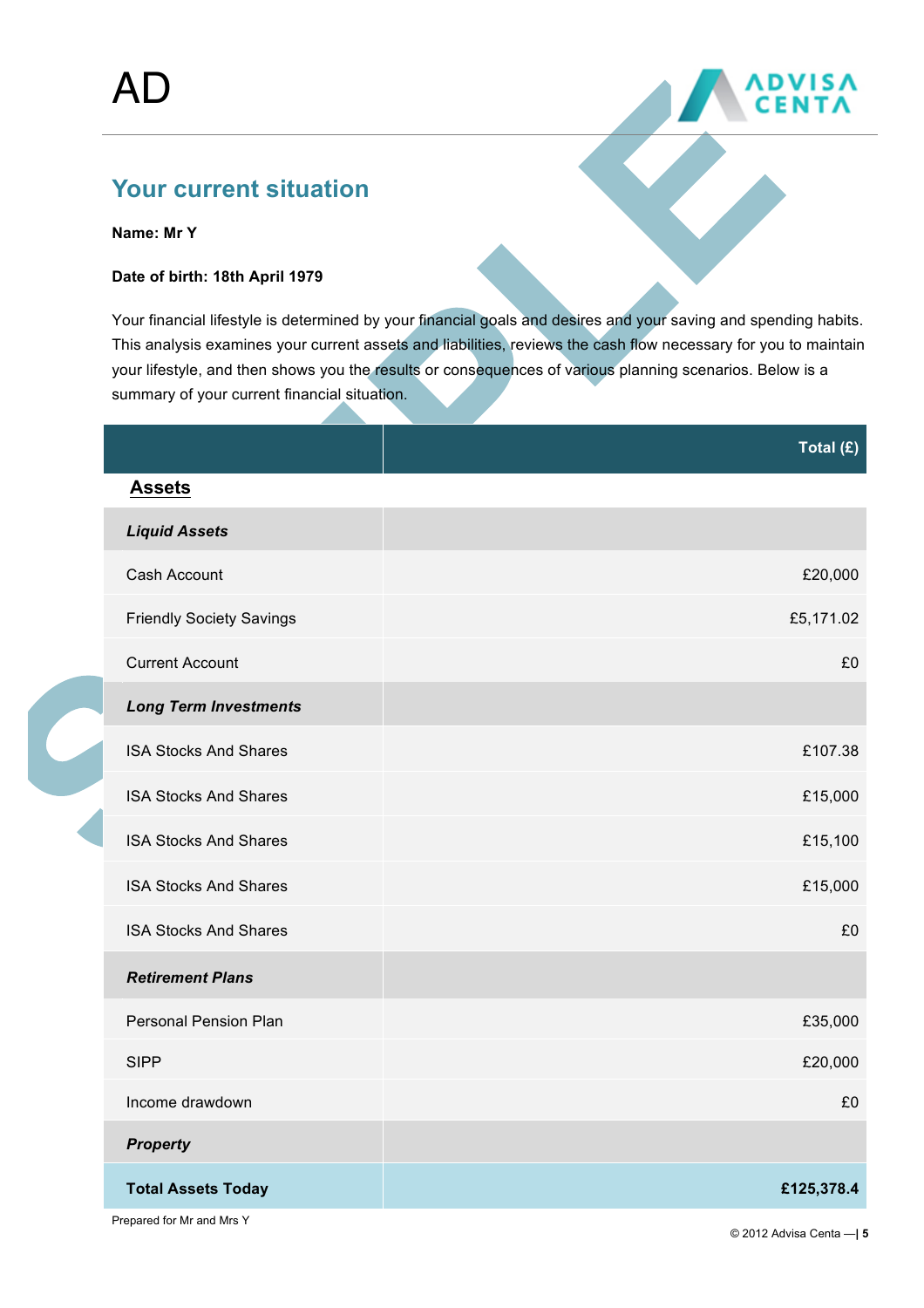AD

## Your current situation

**Name: Mr Y**

**Date of birth: 18th April 1979**

Your financial lifestyle is determined by your financial goals and desires and your saving and spending habits. This analysis examines your current assets and liabilities, reviews the cash flow necessary for you to maintain your lifestyle, and then shows you the results or consequences of various planning scenarios. Below is a summary of your current financial situation.

| | Total (£) |
|---|---:|
| **Assets** | |
| ***Liquid Assets*** | |
| Cash Account | £20,000 |
| Friendly Society Savings | £5,171.02 |
| Current Account | £0 |
| ***Long Term Investments*** | |
| ISA Stocks And Shares | £107.38 |
| ISA Stocks And Shares | £15,000 |
| ISA Stocks And Shares | £15,100 |
| ISA Stocks And Shares | £15,000 |
| ISA Stocks And Shares | £0 |
| ***Retirement Plans*** | |
| Personal Pension Plan | £35,000 |
| SIPP | £20,000 |
| Income drawdown | £0 |
| ***Property*** | |
| **Total Assets Today** | **£125,378.4** |

Prepared for Mr and Mrs Y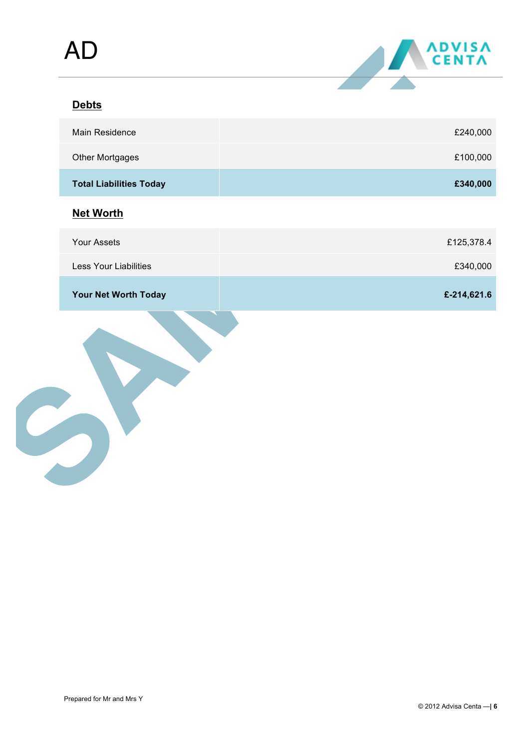## Debts

| | |
|---|---:|
| Main Residence | £240,000 |
| Other Mortgages | £100,000 |
| **Total Liabilities Today** | **£340,000** |

## Net Worth

| | |
|---|---:|
| Your Assets | £125,378.4 |
| Less Your Liabilities | £340,000 |
| **Your Net Worth Today** | **£-214,621.6** |

Prepared for Mr and Mrs Y

© 2012 Advisa Centa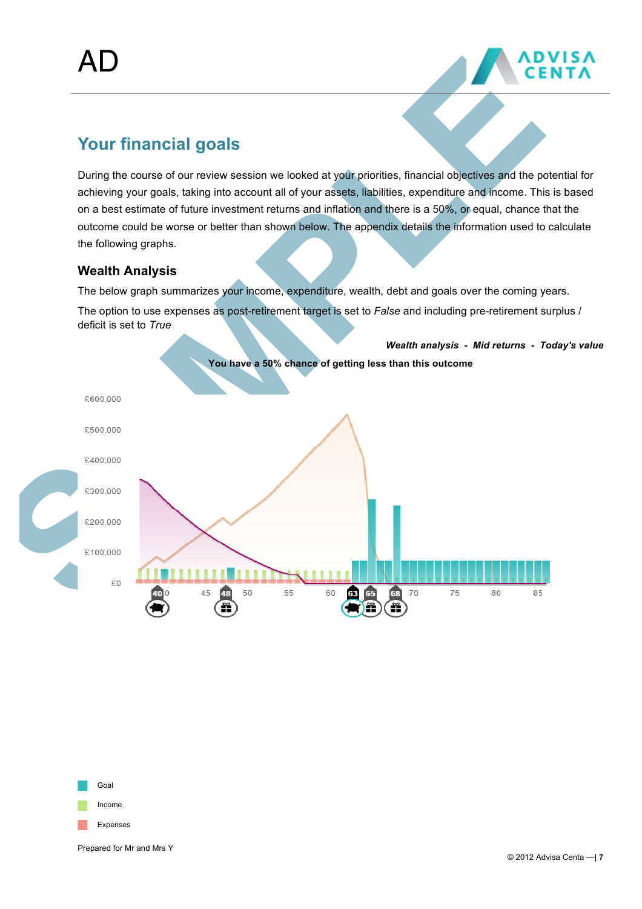# Your financial goals

During the course of our review session we looked at your priorities, financial objectives and the potential for achieving your goals, taking into account all of your assets, liabilities, expenditure and income. This is based on a best estimate of future investment returns and inflation and there is a 50%, or equal, chance that the outcome could be worse or better than shown below. The appendix details the information used to calculate the following graphs.

### Wealth Analysis

The below graph summarizes your income, expenditure, wealth, debt and goals over the coming years.

The option to use expenses as post-retirement target is set to *False* and including pre-retirement surplus / deficit is set to *True*

***Wealth analysis - Mid returns - Today's value***

**You have a 50% chance of getting less than this outcome**

£600,000
£500,000
£400,000
£300,000
£200,000
£100,000
£0

40 45 48 50 55 60 63 65 68 70 75 80 85

Goal

Income

Expenses

Prepared for Mr and Mrs Y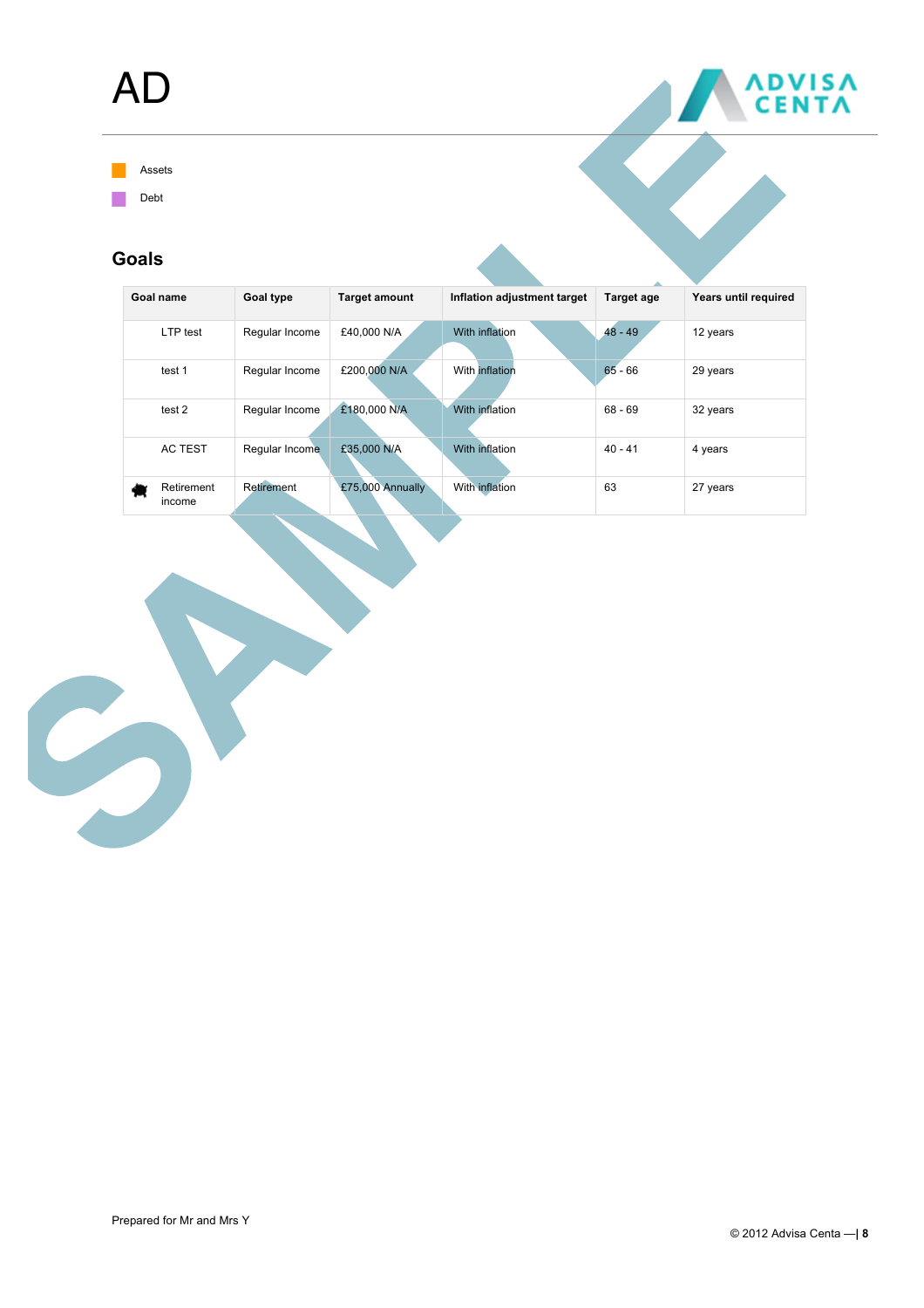# AD

- Assets
- Debt

## Goals

| Goal name | Goal type | Target amount | Inflation adjustment target | Target age | Years until required |
|---|---|---|---|---|---|
| LTP test | Regular Income | £40,000 N/A | With inflation | 48 - 49 | 12 years |
| test 1 | Regular Income | £200,000 N/A | With inflation | 65 - 66 | 29 years |
| test 2 | Regular Income | £180,000 N/A | With inflation | 68 - 69 | 32 years |
| AC TEST | Regular Income | £35,000 N/A | With inflation | 40 - 41 | 4 years |
| Retirement income | Retirement | £75,000 Annually | With inflation | 63 | 27 years |

Prepared for Mr and Mrs Y

© 2012 Advisa Centa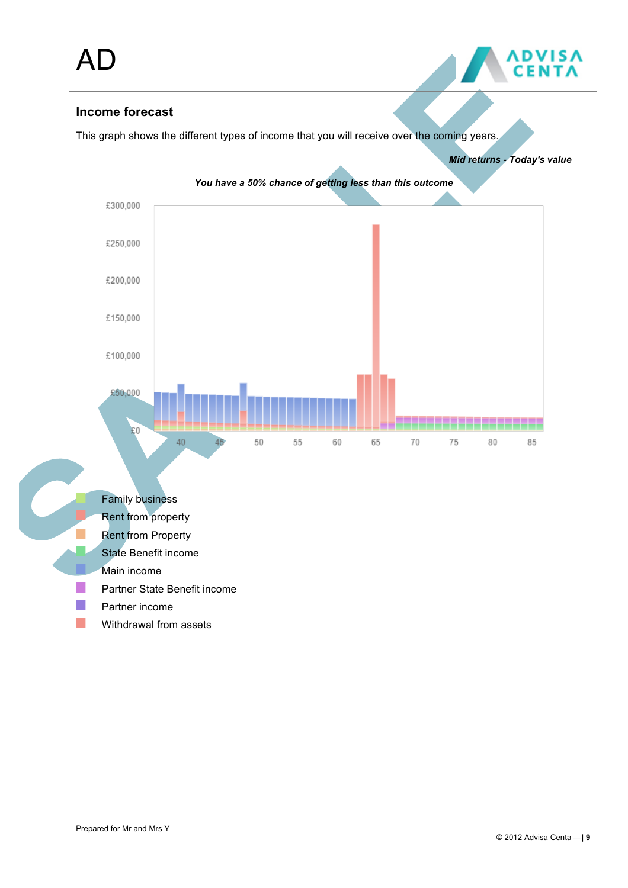AD

## Income forecast

This graph shows the different types of income that you will receive over the coming years.

***Mid returns - Today's value***

***You have a 50% chance of getting less than this outcome***

£300,000
£250,000
£200,000
£150,000
£100,000
£50,000
£0

40 45 50 55 60 65 70 75 80 85

- Family business
- Rent from property
- Rent from Property
- State Benefit income
- Main income
- Partner State Benefit income
- Partner income
- Withdrawal from assets

Prepared for Mr and Mrs Y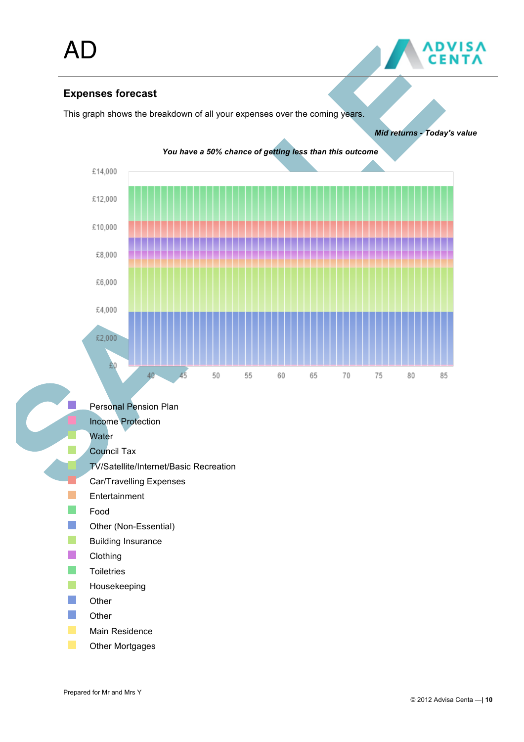# AD

## Expenses forecast

This graph shows the breakdown of all your expenses over the coming years.

***Mid returns - Today's value***

***You have a 50% chance of getting less than this outcome***

£14,000
£12,000
£10,000
£8,000
£6,000
£4,000
£2,000
£0

40 45 50 55 60 65 70 75 80 85

- Personal Pension Plan
- Income Protection
- Water
- Council Tax
- TV/Satellite/Internet/Basic Recreation
- Car/Travelling Expenses
- Entertainment
- Food
- Other (Non-Essential)
- Building Insurance
- Clothing
- Toiletries
- Housekeeping
- Other
- Other
- Main Residence
- Other Mortgages

Prepared for Mr and Mrs Y

© 2012 Advisa Centa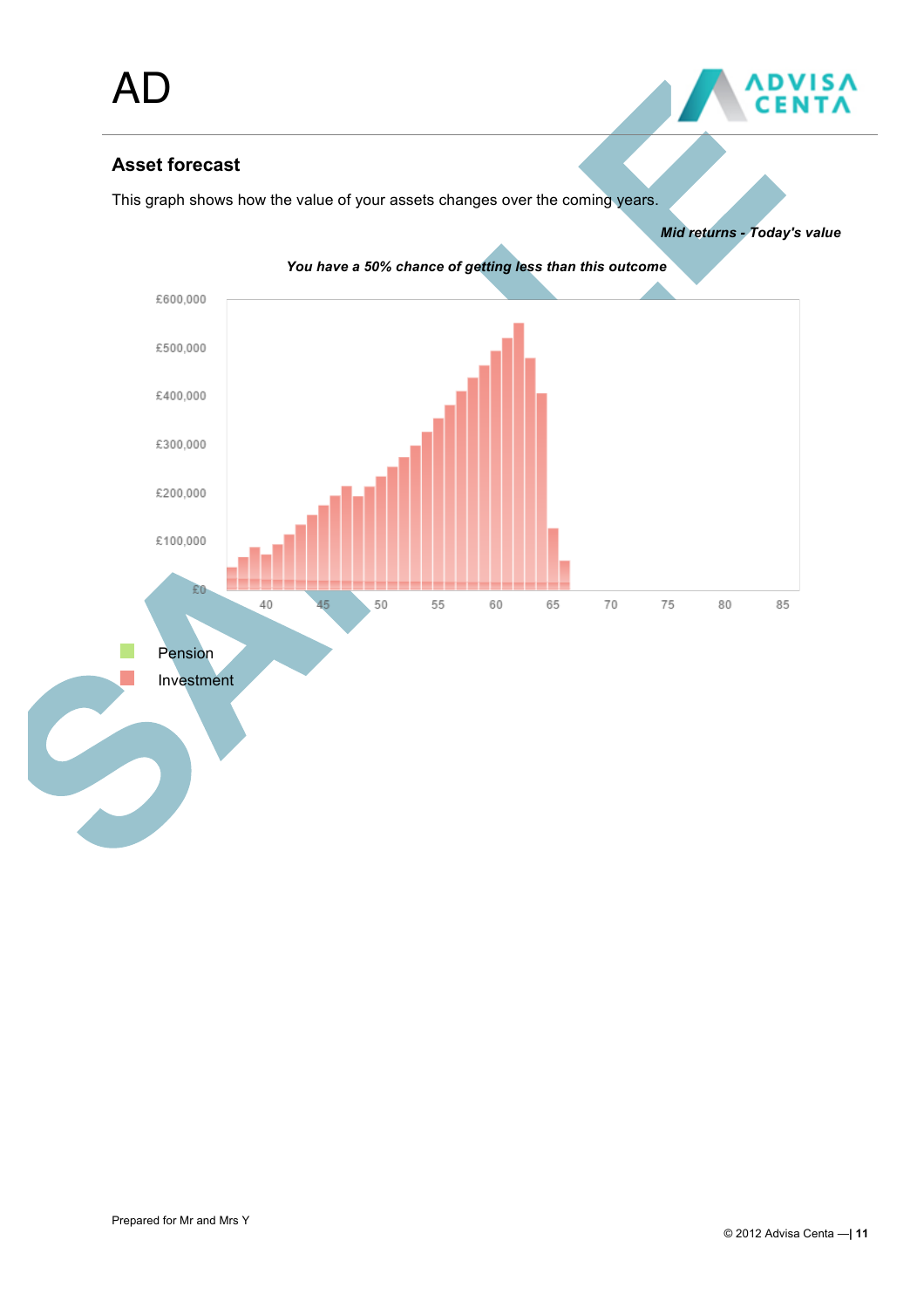AD

## Asset forecast

This graph shows how the value of your assets changes over the coming years.

***Mid returns - Today's value***

***You have a 50% chance of getting less than this outcome***

£600,000
£500,000
£400,000
£300,000
£200,000
£100,000
£0

40 45 50 55 60 65 70 75 80 85

Pension

Investment

Prepared for Mr and Mrs Y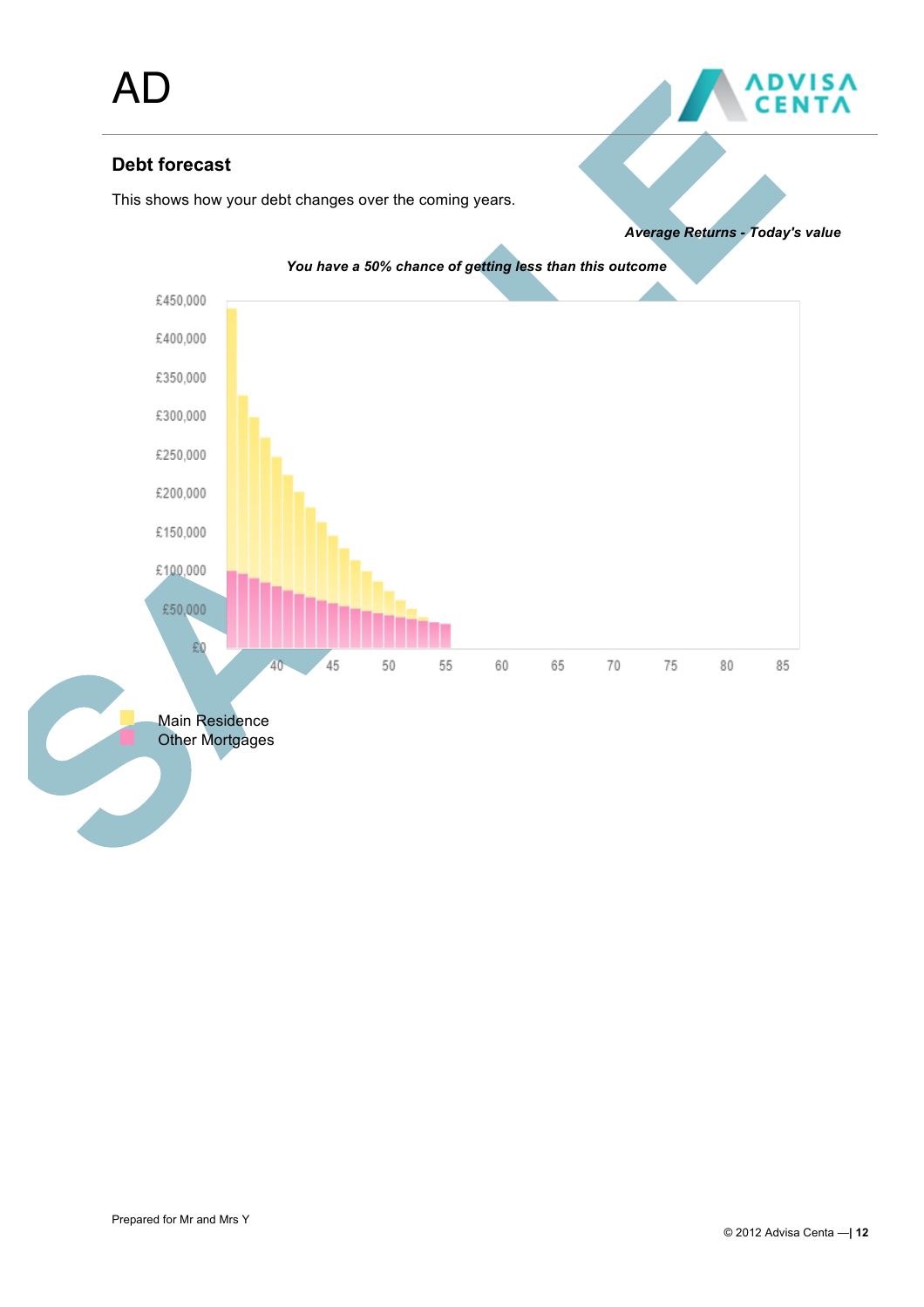AD

## Debt forecast

This shows how your debt changes over the coming years.

*Average Returns - Today's value*

*You have a 50% chance of getting less than this outcome*

£450,000
£400,000
£350,000
£300,000
£250,000
£200,000
£150,000
£100,000
£50,000
£0

40 45 50 55 60 65 70 75 80 85

Main Residence
Other Mortgages

Prepared for Mr and Mrs Y

© 2012 Advisa Centa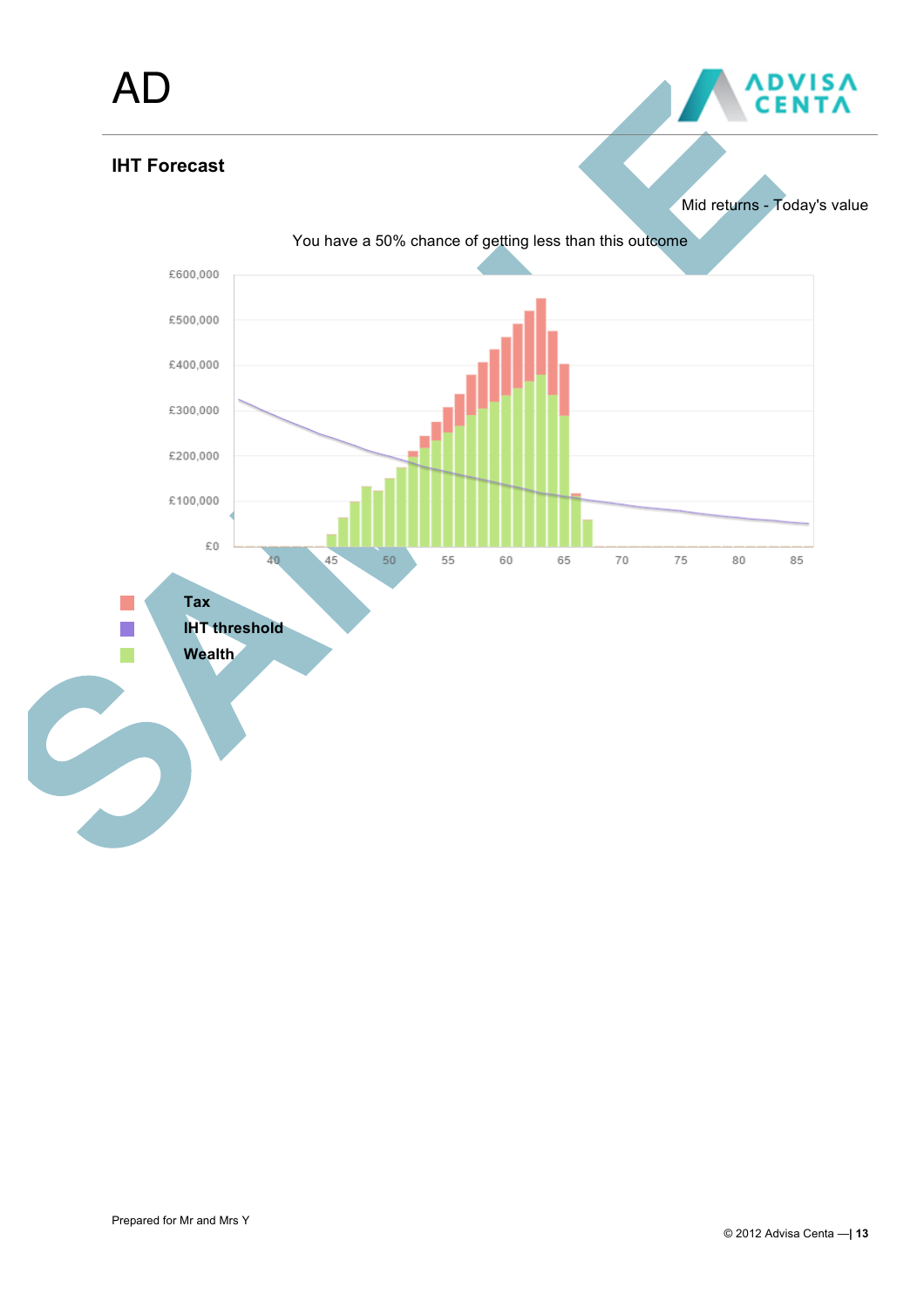AD

## IHT Forecast

Mid returns - Today's value

You have a 50% chance of getting less than this outcome

£600,000
£500,000
£400,000
£300,000
£200,000
£100,000
£0

40 45 50 55 60 65 70 75 80 85

Tax
IHT threshold
Wealth

Prepared for Mr and Mrs Y

© 2012 Advisa Centa